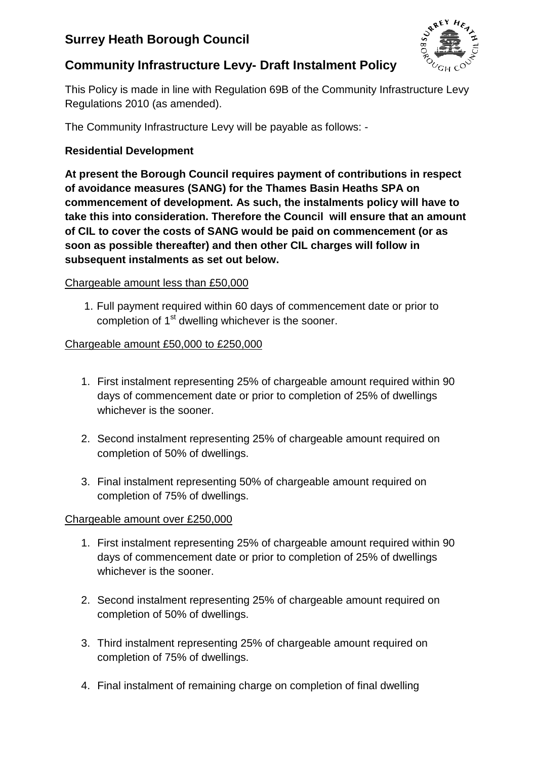# Surrey Heath Borough Council

## Community Infrastructure Levy- Draft Instalment Policy

This Policy is made in line with Regulation 69B of the Community Infrastructure Levy Regulations 2010 (as amended).

The Community Infrastructure Levy will be payable as follows: -

### Residential Development

**At present the Borough Council requires payment of contributions in respect of avoidance measures (SANG) for the Thames Basin Heaths SPA on commencement of development. As such, the instalments policy will have to take this into consideration. Therefore the Council will ensure that an amount of CIL to cover the costs of SANG would be paid on commencement (or as soon as possible thereafter) and then other CIL charges will follow in subsequent instalments as set out below.**

Chargeable amount less than £50,000

1. Full payment required within 60 days of commencement date or prior to completion of 1st dwelling whichever is the sooner.

Chargeable amount £50,000 to £250,000

1. First instalment representing 25% of chargeable amount required within 90 days of commencement date or prior to completion of 25% of dwellings whichever is the sooner.
2. Second instalment representing 25% of chargeable amount required on completion of 50% of dwellings.
3. Final instalment representing 50% of chargeable amount required on completion of 75% of dwellings.

Chargeable amount over £250,000

1. First instalment representing 25% of chargeable amount required within 90 days of commencement date or prior to completion of 25% of dwellings whichever is the sooner.
2. Second instalment representing 25% of chargeable amount required on completion of 50% of dwellings.
3. Third instalment representing 25% of chargeable amount required on completion of 75% of dwellings.
4. Final instalment of remaining charge on completion of final dwelling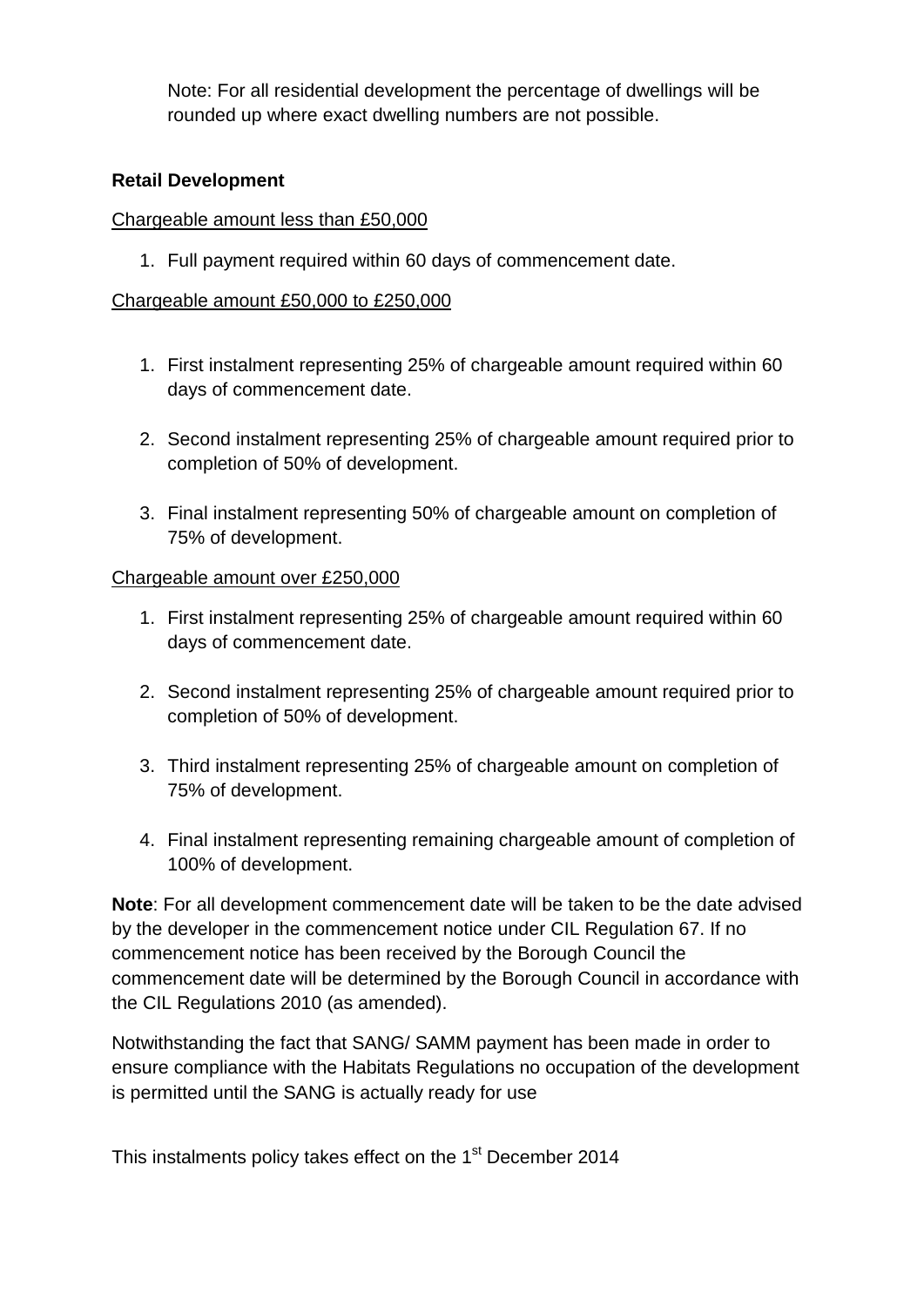Note: For all residential development the percentage of dwellings will be rounded up where exact dwelling numbers are not possible.

**Retail Development**

Chargeable amount less than £50,000

1. Full payment required within 60 days of commencement date.

Chargeable amount £50,000 to £250,000

1. First instalment representing 25% of chargeable amount required within 60 days of commencement date.
2. Second instalment representing 25% of chargeable amount required prior to completion of 50% of development.
3. Final instalment representing 50% of chargeable amount on completion of 75% of development.

Chargeable amount over £250,000

1. First instalment representing 25% of chargeable amount required within 60 days of commencement date.
2. Second instalment representing 25% of chargeable amount required prior to completion of 50% of development.
3. Third instalment representing 25% of chargeable amount on completion of 75% of development.
4. Final instalment representing remaining chargeable amount of completion of 100% of development.

**Note**: For all development commencement date will be taken to be the date advised by the developer in the commencement notice under CIL Regulation 67. If no commencement notice has been received by the Borough Council the commencement date will be determined by the Borough Council in accordance with the CIL Regulations 2010 (as amended).

Notwithstanding the fact that SANG/ SAMM payment has been made in order to ensure compliance with the Habitats Regulations no occupation of the development is permitted until the SANG is actually ready for use

This instalments policy takes effect on the 1st December 2014